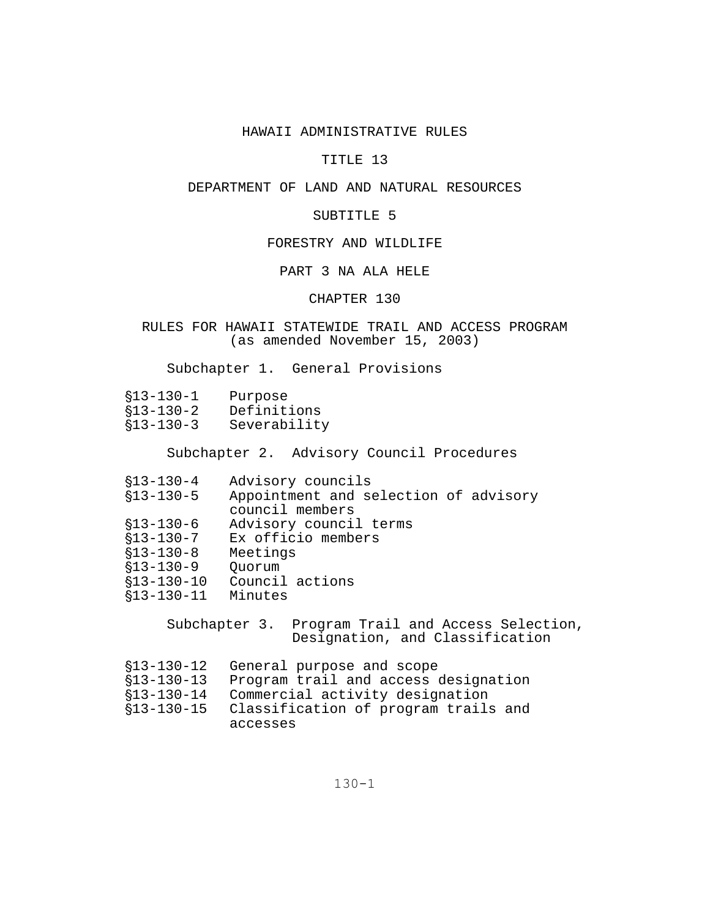# HAWAII ADMINISTRATIVE RULES

## TITLE 13

## DEPARTMENT OF LAND AND NATURAL RESOURCES

## SUBTITLE 5

## FORESTRY AND WILDLIFE

## PART 3 NA ALA HELE

## CHAPTER 130

## RULES FOR HAWAII STATEWIDE TRAIL AND ACCESS PROGRAM

(as amended November 15, 2003)

### Subchapter 1. General Provisions

§13-130-1 Purpose
§13-130-2 Definitions
§13-130-3 Severability

### Subchapter 2. Advisory Council Procedures

§13-130-4 Advisory councils
§13-130-5 Appointment and selection of advisory council members
§13-130-6 Advisory council terms
§13-130-7 Ex officio members
§13-130-8 Meetings
§13-130-9 Quorum
§13-130-10 Council actions
§13-130-11 Minutes

### Subchapter 3. Program Trail and Access Selection, Designation, and Classification

§13-130-12 General purpose and scope
§13-130-13 Program trail and access designation
§13-130-14 Commercial activity designation
§13-130-15 Classification of program trails and accesses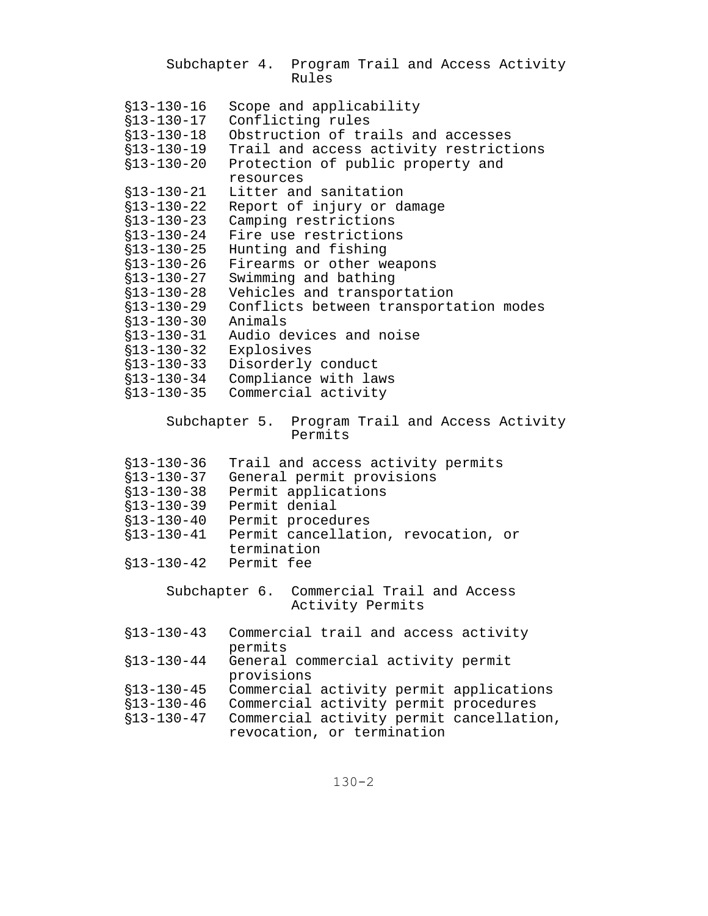## Subchapter 4. Program Trail and Access Activity Rules

§13-130-16 Scope and applicability
§13-130-17 Conflicting rules
§13-130-18 Obstruction of trails and accesses
§13-130-19 Trail and access activity restrictions
§13-130-20 Protection of public property and resources
§13-130-21 Litter and sanitation
§13-130-22 Report of injury or damage
§13-130-23 Camping restrictions
§13-130-24 Fire use restrictions
§13-130-25 Hunting and fishing
§13-130-26 Firearms or other weapons
§13-130-27 Swimming and bathing
§13-130-28 Vehicles and transportation
§13-130-29 Conflicts between transportation modes
§13-130-30 Animals
§13-130-31 Audio devices and noise
§13-130-32 Explosives
§13-130-33 Disorderly conduct
§13-130-34 Compliance with laws
§13-130-35 Commercial activity

## Subchapter 5. Program Trail and Access Activity Permits

§13-130-36 Trail and access activity permits
§13-130-37 General permit provisions
§13-130-38 Permit applications
§13-130-39 Permit denial
§13-130-40 Permit procedures
§13-130-41 Permit cancellation, revocation, or termination
§13-130-42 Permit fee

## Subchapter 6. Commercial Trail and Access Activity Permits

§13-130-43 Commercial trail and access activity permits
§13-130-44 General commercial activity permit provisions
§13-130-45 Commercial activity permit applications
§13-130-46 Commercial activity permit procedures
§13-130-47 Commercial activity permit cancellation, revocation, or termination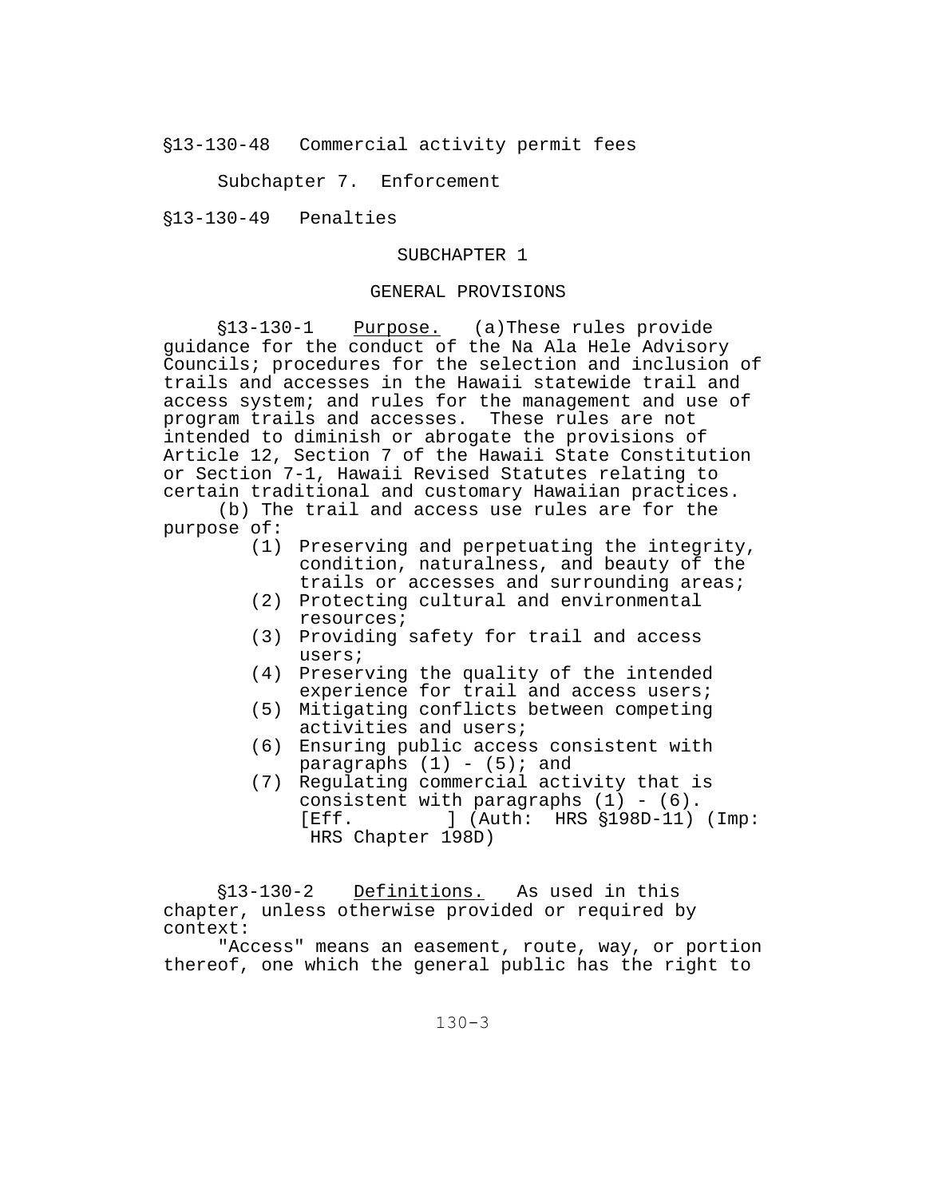§13-130-48 Commercial activity permit fees

Subchapter 7. Enforcement

§13-130-49 Penalties

## SUBCHAPTER 1

## GENERAL PROVISIONS

§13-130-1 Purpose. (a)These rules provide guidance for the conduct of the Na Ala Hele Advisory Councils; procedures for the selection and inclusion of trails and accesses in the Hawaii statewide trail and access system; and rules for the management and use of program trails and accesses. These rules are not intended to diminish or abrogate the provisions of Article 12, Section 7 of the Hawaii State Constitution or Section 7-1, Hawaii Revised Statutes relating to certain traditional and customary Hawaiian practices.

(b) The trail and access use rules are for the purpose of:

(1) Preserving and perpetuating the integrity, condition, naturalness, and beauty of the trails or accesses and surrounding areas;
(2) Protecting cultural and environmental resources;
(3) Providing safety for trail and access users;
(4) Preserving the quality of the intended experience for trail and access users;
(5) Mitigating conflicts between competing activities and users;
(6) Ensuring public access consistent with paragraphs (1) - (5); and
(7) Regulating commercial activity that is consistent with paragraphs (1) - (6). [Eff.          ] (Auth: HRS §198D-11) (Imp: HRS Chapter 198D)

§13-130-2 Definitions. As used in this chapter, unless otherwise provided or required by context:

"Access" means an easement, route, way, or portion thereof, one which the general public has the right to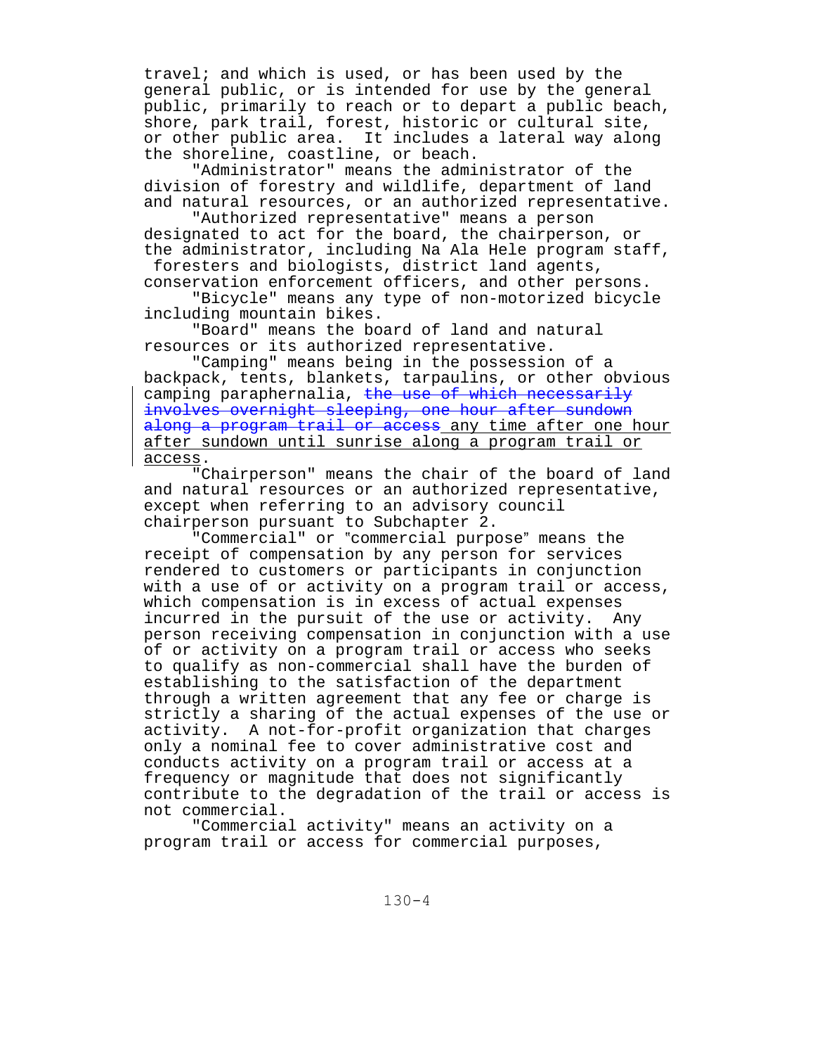travel; and which is used, or has been used by the general public, or is intended for use by the general public, primarily to reach or to depart a public beach, shore, park trail, forest, historic or cultural site, or other public area. It includes a lateral way along the shoreline, coastline, or beach.

"Administrator" means the administrator of the division of forestry and wildlife, department of land and natural resources, or an authorized representative.

"Authorized representative" means a person designated to act for the board, the chairperson, or the administrator, including Na Ala Hele program staff, foresters and biologists, district land agents, conservation enforcement officers, and other persons.

"Bicycle" means any type of non-motorized bicycle including mountain bikes.

"Board" means the board of land and natural resources or its authorized representative.

"Camping" means being in the possession of a backpack, tents, blankets, tarpaulins, or other obvious camping paraphernalia, ~~the use of which necessarily involves overnight sleeping, one hour after sundown along a program trail or access~~ <u>any time after one hour after sundown until sunrise along a program trail or access</u>.

"Chairperson" means the chair of the board of land and natural resources or an authorized representative, except when referring to an advisory council chairperson pursuant to Subchapter 2.

"Commercial" or "commercial purpose" means the receipt of compensation by any person for services rendered to customers or participants in conjunction with a use of or activity on a program trail or access, which compensation is in excess of actual expenses incurred in the pursuit of the use or activity. Any person receiving compensation in conjunction with a use of or activity on a program trail or access who seeks to qualify as non-commercial shall have the burden of establishing to the satisfaction of the department through a written agreement that any fee or charge is strictly a sharing of the actual expenses of the use or activity. A not-for-profit organization that charges only a nominal fee to cover administrative cost and conducts activity on a program trail or access at a frequency or magnitude that does not significantly contribute to the degradation of the trail or access is not commercial.

"Commercial activity" means an activity on a program trail or access for commercial purposes,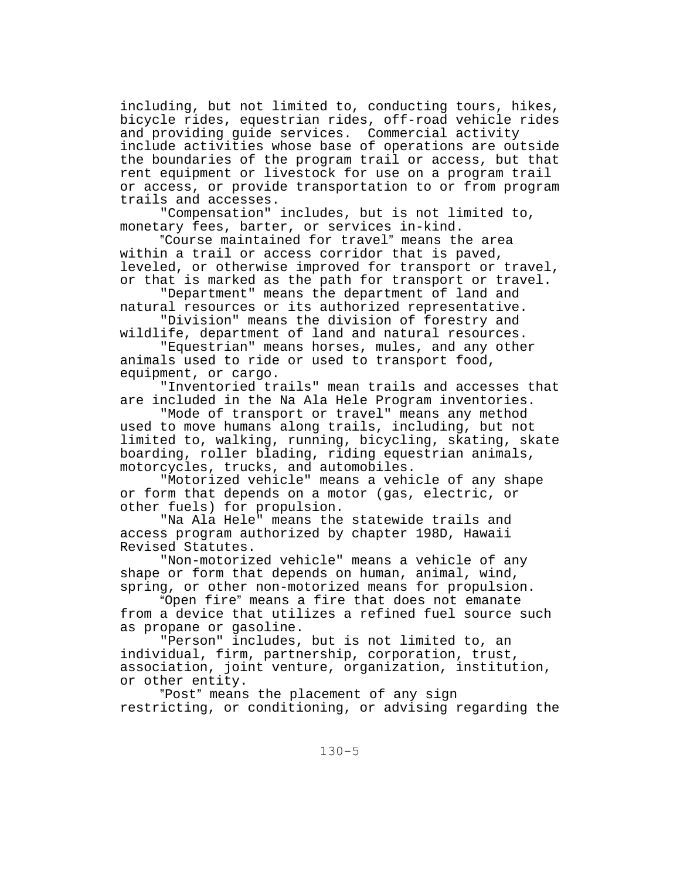including, but not limited to, conducting tours, hikes, bicycle rides, equestrian rides, off-road vehicle rides and providing guide services. Commercial activity include activities whose base of operations are outside the boundaries of the program trail or access, but that rent equipment or livestock for use on a program trail or access, or provide transportation to or from program trails and accesses.

"Compensation" includes, but is not limited to, monetary fees, barter, or services in-kind.

"Course maintained for travel" means the area within a trail or access corridor that is paved, leveled, or otherwise improved for transport or travel, or that is marked as the path for transport or travel.

"Department" means the department of land and natural resources or its authorized representative.

"Division" means the division of forestry and wildlife, department of land and natural resources.

"Equestrian" means horses, mules, and any other animals used to ride or used to transport food, equipment, or cargo.

"Inventoried trails" mean trails and accesses that are included in the Na Ala Hele Program inventories.

"Mode of transport or travel" means any method used to move humans along trails, including, but not limited to, walking, running, bicycling, skating, skate boarding, roller blading, riding equestrian animals, motorcycles, trucks, and automobiles.

"Motorized vehicle" means a vehicle of any shape or form that depends on a motor (gas, electric, or other fuels) for propulsion.

"Na Ala Hele" means the statewide trails and access program authorized by chapter 198D, Hawaii Revised Statutes.

"Non-motorized vehicle" means a vehicle of any shape or form that depends on human, animal, wind, spring, or other non-motorized means for propulsion.

"Open fire" means a fire that does not emanate from a device that utilizes a refined fuel source such as propane or gasoline.

"Person" includes, but is not limited to, an individual, firm, partnership, corporation, trust, association, joint venture, organization, institution, or other entity.

"Post" means the placement of any sign restricting, or conditioning, or advising regarding the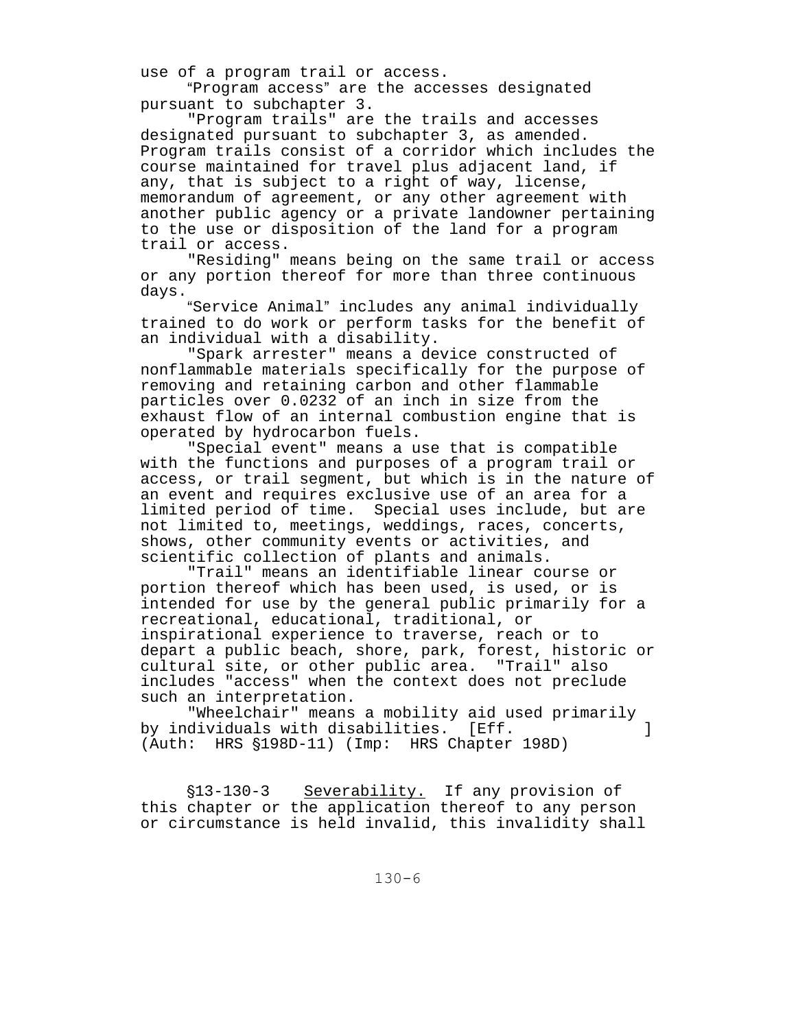use of a program trail or access.

"Program access" are the accesses designated pursuant to subchapter 3.

"Program trails" are the trails and accesses designated pursuant to subchapter 3, as amended. Program trails consist of a corridor which includes the course maintained for travel plus adjacent land, if any, that is subject to a right of way, license, memorandum of agreement, or any other agreement with another public agency or a private landowner pertaining to the use or disposition of the land for a program trail or access.

"Residing" means being on the same trail or access or any portion thereof for more than three continuous days.

"Service Animal" includes any animal individually trained to do work or perform tasks for the benefit of an individual with a disability.

"Spark arrester" means a device constructed of nonflammable materials specifically for the purpose of removing and retaining carbon and other flammable particles over 0.0232 of an inch in size from the exhaust flow of an internal combustion engine that is operated by hydrocarbon fuels.

"Special event" means a use that is compatible with the functions and purposes of a program trail or access, or trail segment, but which is in the nature of an event and requires exclusive use of an area for a limited period of time. Special uses include, but are not limited to, meetings, weddings, races, concerts, shows, other community events or activities, and scientific collection of plants and animals.

"Trail" means an identifiable linear course or portion thereof which has been used, is used, or is intended for use by the general public primarily for a recreational, educational, traditional, or inspirational experience to traverse, reach or to depart a public beach, shore, park, forest, historic or cultural site, or other public area. "Trail" also includes "access" when the context does not preclude such an interpretation.

"Wheelchair" means a mobility aid used primarily by individuals with disabilities. [Eff. ] (Auth: HRS §198D-11) (Imp: HRS Chapter 198D)

§13-130-3 Severability. If any provision of this chapter or the application thereof to any person or circumstance is held invalid, this invalidity shall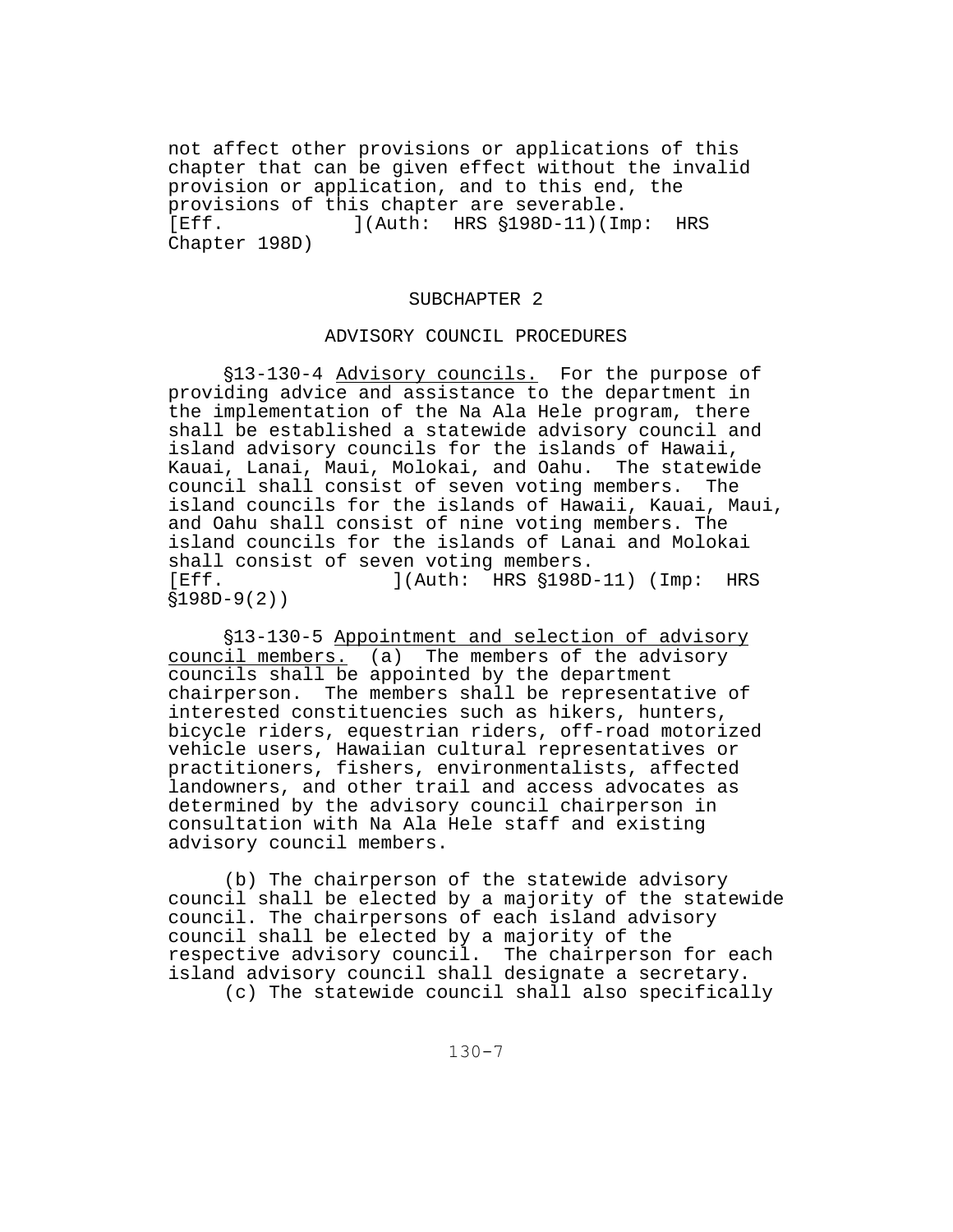not affect other provisions or applications of this chapter that can be given effect without the invalid provision or application, and to this end, the provisions of this chapter are severable.
[Eff.            ](Auth:  HRS §198D-11)(Imp:  HRS Chapter 198D)

## SUBCHAPTER 2

## ADVISORY COUNCIL PROCEDURES

§13-130-4 Advisory councils.  For the purpose of providing advice and assistance to the department in the implementation of the Na Ala Hele program, there shall be established a statewide advisory council and island advisory councils for the islands of Hawaii, Kauai, Lanai, Maui, Molokai, and Oahu.  The statewide council shall consist of seven voting members.  The island councils for the islands of Hawaii, Kauai, Maui, and Oahu shall consist of nine voting members. The island councils for the islands of Lanai and Molokai shall consist of seven voting members.
[Eff.              ](Auth:  HRS §198D-11) (Imp:  HRS §198D-9(2))

§13-130-5 Appointment and selection of advisory council members.  (a)  The members of the advisory councils shall be appointed by the department chairperson.  The members shall be representative of interested constituencies such as hikers, hunters, bicycle riders, equestrian riders, off-road motorized vehicle users, Hawaiian cultural representatives or practitioners, fishers, environmentalists, affected landowners, and other trail and access advocates as determined by the advisory council chairperson in consultation with Na Ala Hele staff and existing advisory council members.

(b) The chairperson of the statewide advisory council shall be elected by a majority of the statewide council. The chairpersons of each island advisory council shall be elected by a majority of the respective advisory council.  The chairperson for each island advisory council shall designate a secretary.

(c) The statewide council shall also specifically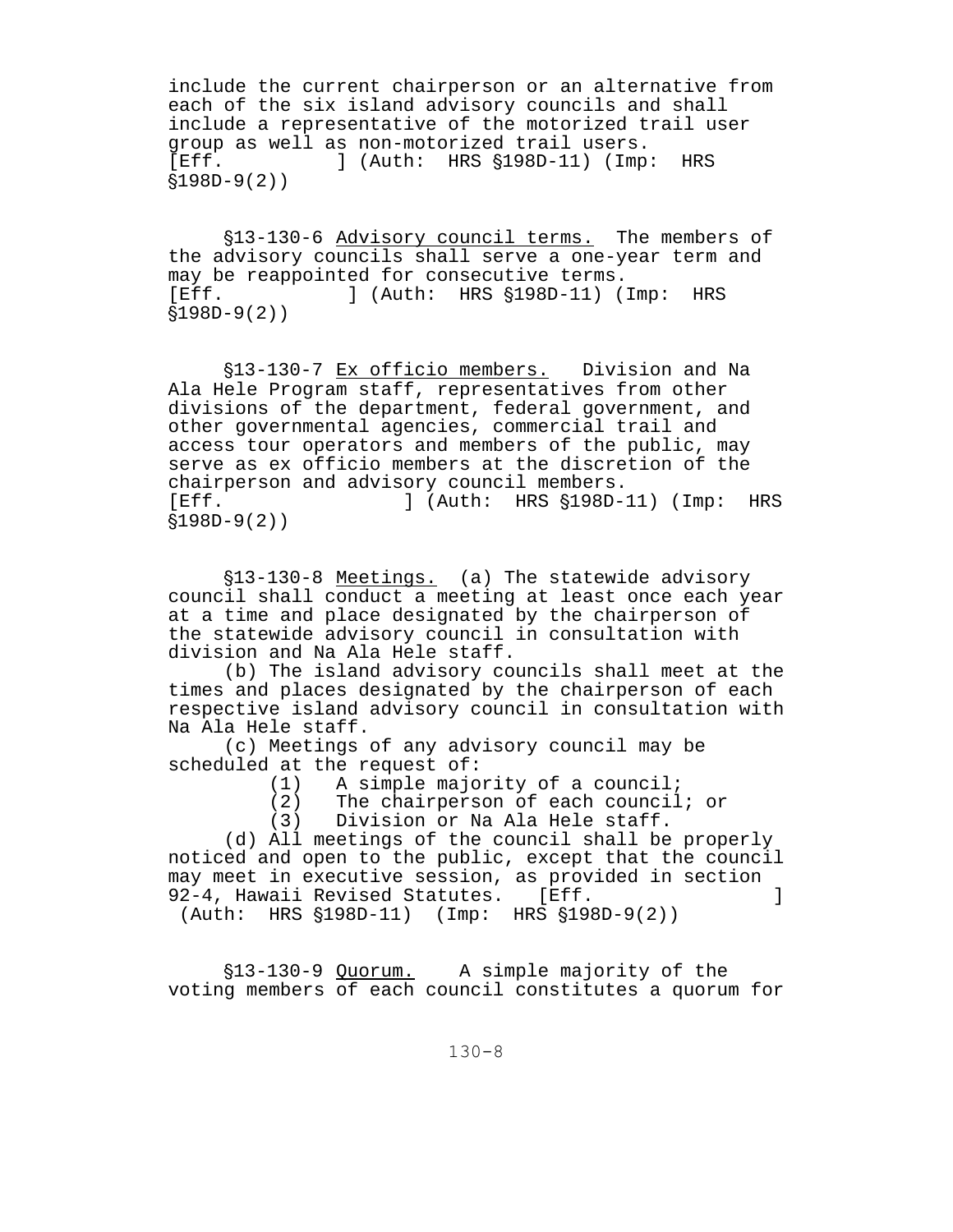include the current chairperson or an alternative from each of the six island advisory councils and shall include a representative of the motorized trail user group as well as non-motorized trail users. [Eff. ] (Auth: HRS §198D-11) (Imp: HRS §198D-9(2))

§13-130-6 Advisory council terms. The members of the advisory councils shall serve a one-year term and may be reappointed for consecutive terms. [Eff. ] (Auth: HRS §198D-11) (Imp: HRS §198D-9(2))

§13-130-7 Ex officio members. Division and Na Ala Hele Program staff, representatives from other divisions of the department, federal government, and other governmental agencies, commercial trail and access tour operators and members of the public, may serve as ex officio members at the discretion of the chairperson and advisory council members. [Eff. ] (Auth: HRS §198D-11) (Imp: HRS §198D-9(2))

§13-130-8 Meetings. (a) The statewide advisory council shall conduct a meeting at least once each year at a time and place designated by the chairperson of the statewide advisory council in consultation with division and Na Ala Hele staff.

(b) The island advisory councils shall meet at the times and places designated by the chairperson of each respective island advisory council in consultation with Na Ala Hele staff.

(c) Meetings of any advisory council may be scheduled at the request of:

(1) A simple majority of a council;
(2) The chairperson of each council; or
(3) Division or Na Ala Hele staff.

(d) All meetings of the council shall be properly noticed and open to the public, except that the council may meet in executive session, as provided in section 92-4, Hawaii Revised Statutes. [Eff. ] (Auth: HRS §198D-11) (Imp: HRS §198D-9(2))

§13-130-9 Quorum. A simple majority of the voting members of each council constitutes a quorum for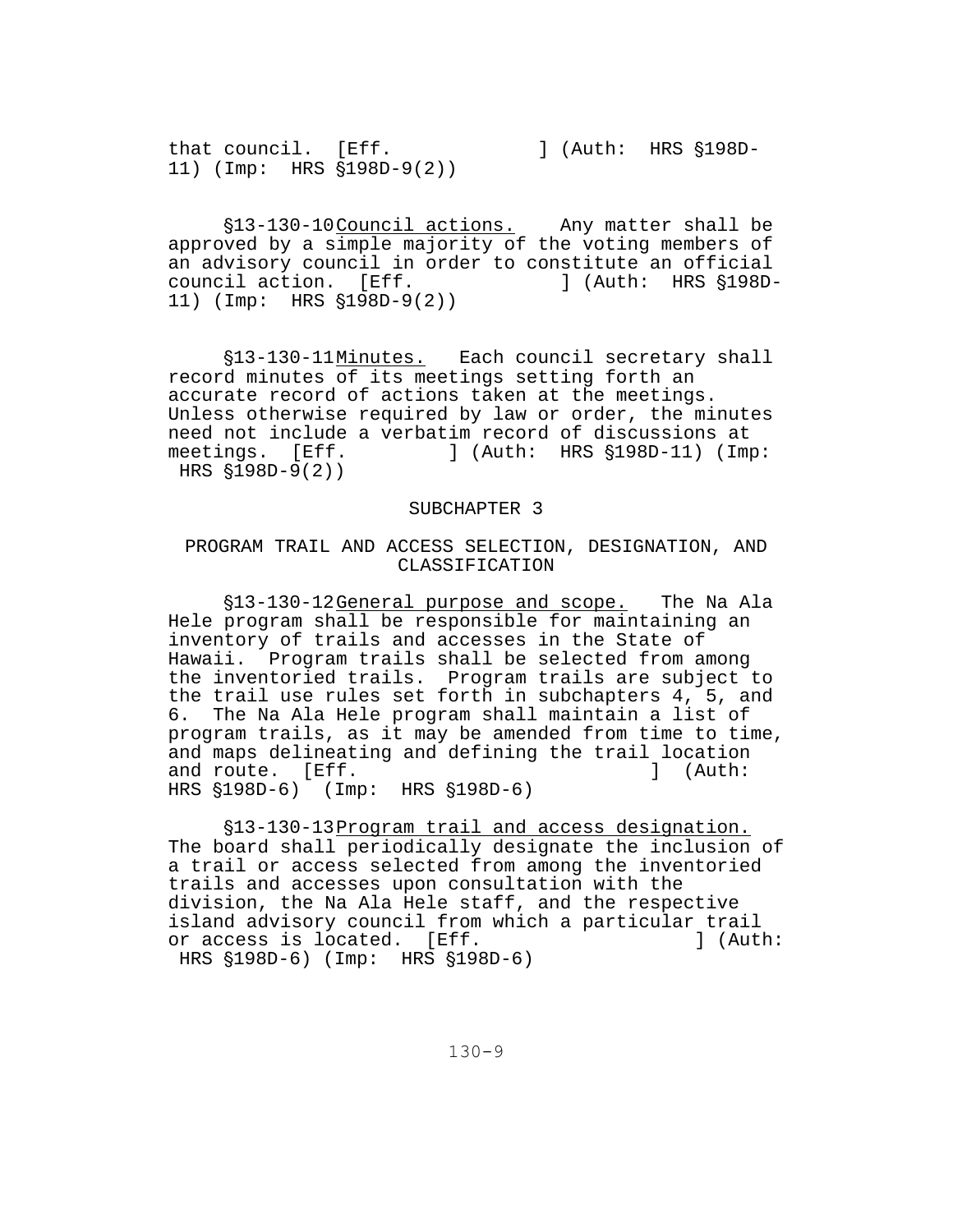that council. [Eff. ] (Auth: HRS §198D-11) (Imp: HRS §198D-9(2))

§13-130-10 Council actions. Any matter shall be approved by a simple majority of the voting members of an advisory council in order to constitute an official council action. [Eff. ] (Auth: HRS §198D-11) (Imp: HRS §198D-9(2))

§13-130-11 Minutes. Each council secretary shall record minutes of its meetings setting forth an accurate record of actions taken at the meetings. Unless otherwise required by law or order, the minutes need not include a verbatim record of discussions at meetings. [Eff. ] (Auth: HRS §198D-11) (Imp: HRS §198D-9(2))

## SUBCHAPTER 3

## PROGRAM TRAIL AND ACCESS SELECTION, DESIGNATION, AND CLASSIFICATION

§13-130-12 General purpose and scope. The Na Ala Hele program shall be responsible for maintaining an inventory of trails and accesses in the State of Hawaii. Program trails shall be selected from among the inventoried trails. Program trails are subject to the trail use rules set forth in subchapters 4, 5, and 6. The Na Ala Hele program shall maintain a list of program trails, as it may be amended from time to time, and maps delineating and defining the trail location and route. [Eff. ] (Auth: HRS §198D-6) (Imp: HRS §198D-6)

§13-130-13 Program trail and access designation. The board shall periodically designate the inclusion of a trail or access selected from among the inventoried trails and accesses upon consultation with the division, the Na Ala Hele staff, and the respective island advisory council from which a particular trail or access is located. [Eff. ] (Auth: HRS §198D-6) (Imp: HRS §198D-6)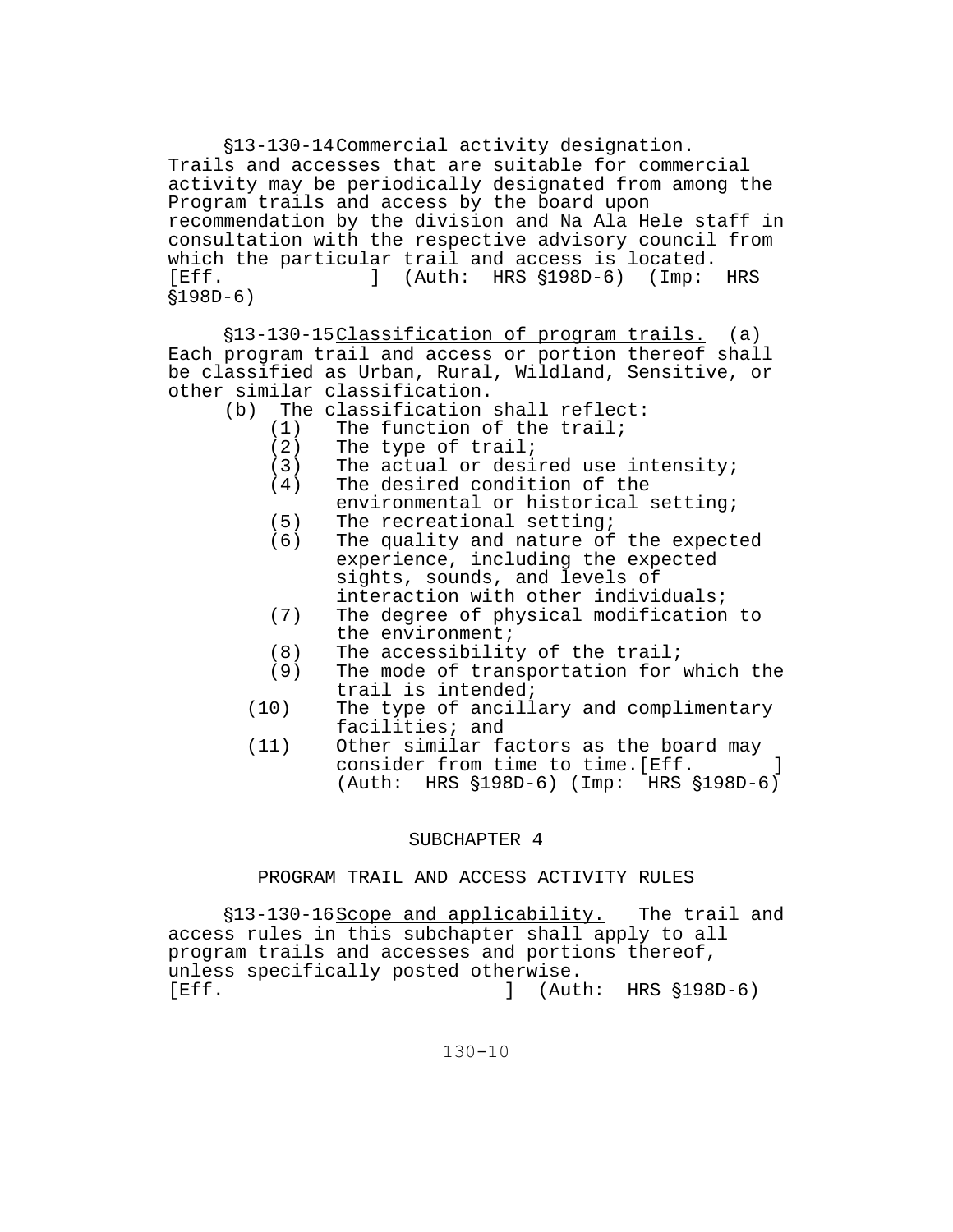§13-130-14 Commercial activity designation. Trails and accesses that are suitable for commercial activity may be periodically designated from among the Program trails and access by the board upon recommendation by the division and Na Ala Hele staff in consultation with the respective advisory council from which the particular trail and access is located. [Eff. ] (Auth: HRS §198D-6) (Imp: HRS §198D-6)

§13-130-15 Classification of program trails. (a) Each program trail and access or portion thereof shall be classified as Urban, Rural, Wildland, Sensitive, or other similar classification.

(b) The classification shall reflect:

(1) The function of the trail;
(2) The type of trail;
(3) The actual or desired use intensity;
(4) The desired condition of the environmental or historical setting;
(5) The recreational setting;
(6) The quality and nature of the expected experience, including the expected sights, sounds, and levels of interaction with other individuals;
(7) The degree of physical modification to the environment;
(8) The accessibility of the trail;
(9) The mode of transportation for which the trail is intended;
(10) The type of ancillary and complimentary facilities; and
(11) Other similar factors as the board may consider from time to time. [Eff. ] (Auth: HRS §198D-6) (Imp: HRS §198D-6)

## SUBCHAPTER 4

## PROGRAM TRAIL AND ACCESS ACTIVITY RULES

§13-130-16 Scope and applicability. The trail and access rules in this subchapter shall apply to all program trails and accesses and portions thereof, unless specifically posted otherwise. [Eff. ] (Auth: HRS §198D-6)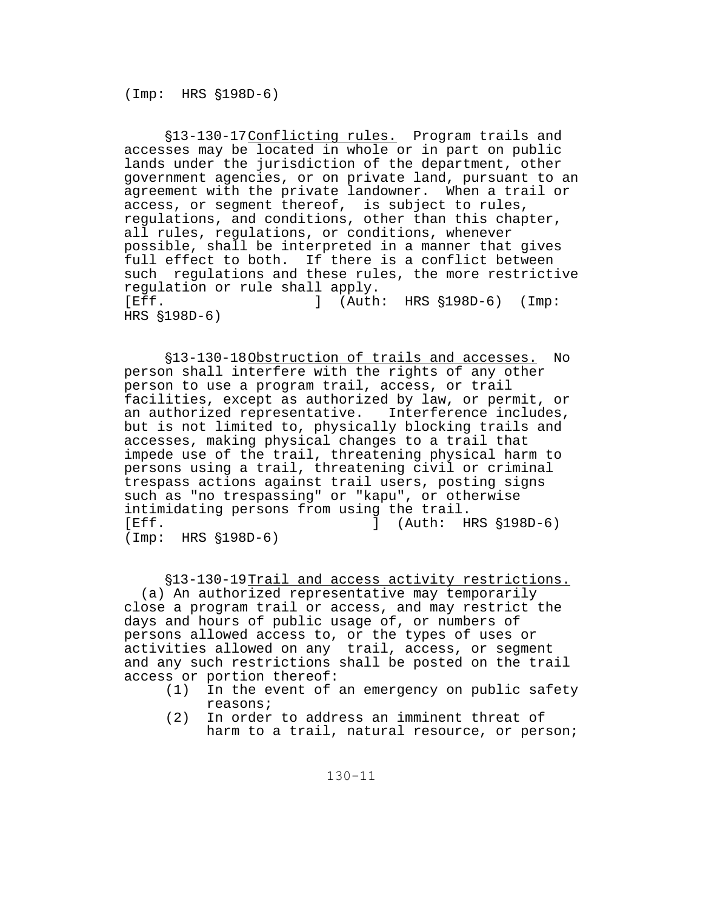(Imp: HRS §198D-6)

§13-130-17 Conflicting rules. Program trails and accesses may be located in whole or in part on public lands under the jurisdiction of the department, other government agencies, or on private land, pursuant to an agreement with the private landowner. When a trail or access, or segment thereof, is subject to rules, regulations, and conditions, other than this chapter, all rules, regulations, or conditions, whenever possible, shall be interpreted in a manner that gives full effect to both. If there is a conflict between such regulations and these rules, the more restrictive regulation or rule shall apply.
[Eff. ] (Auth: HRS §198D-6) (Imp: HRS §198D-6)

§13-130-18 Obstruction of trails and accesses. No person shall interfere with the rights of any other person to use a program trail, access, or trail facilities, except as authorized by law, or permit, or an authorized representative. Interference includes, but is not limited to, physically blocking trails and accesses, making physical changes to a trail that impede use of the trail, threatening physical harm to persons using a trail, threatening civil or criminal trespass actions against trail users, posting signs such as "no trespassing" or "kapu", or otherwise intimidating persons from using the trail.
[Eff. ] (Auth: HRS §198D-6) (Imp: HRS §198D-6)

§13-130-19 Trail and access activity restrictions.
(a) An authorized representative may temporarily close a program trail or access, and may restrict the days and hours of public usage of, or numbers of persons allowed access to, or the types of uses or activities allowed on any trail, access, or segment and any such restrictions shall be posted on the trail access or portion thereof:

(1) In the event of an emergency on public safety reasons;
(2) In order to address an imminent threat of harm to a trail, natural resource, or person;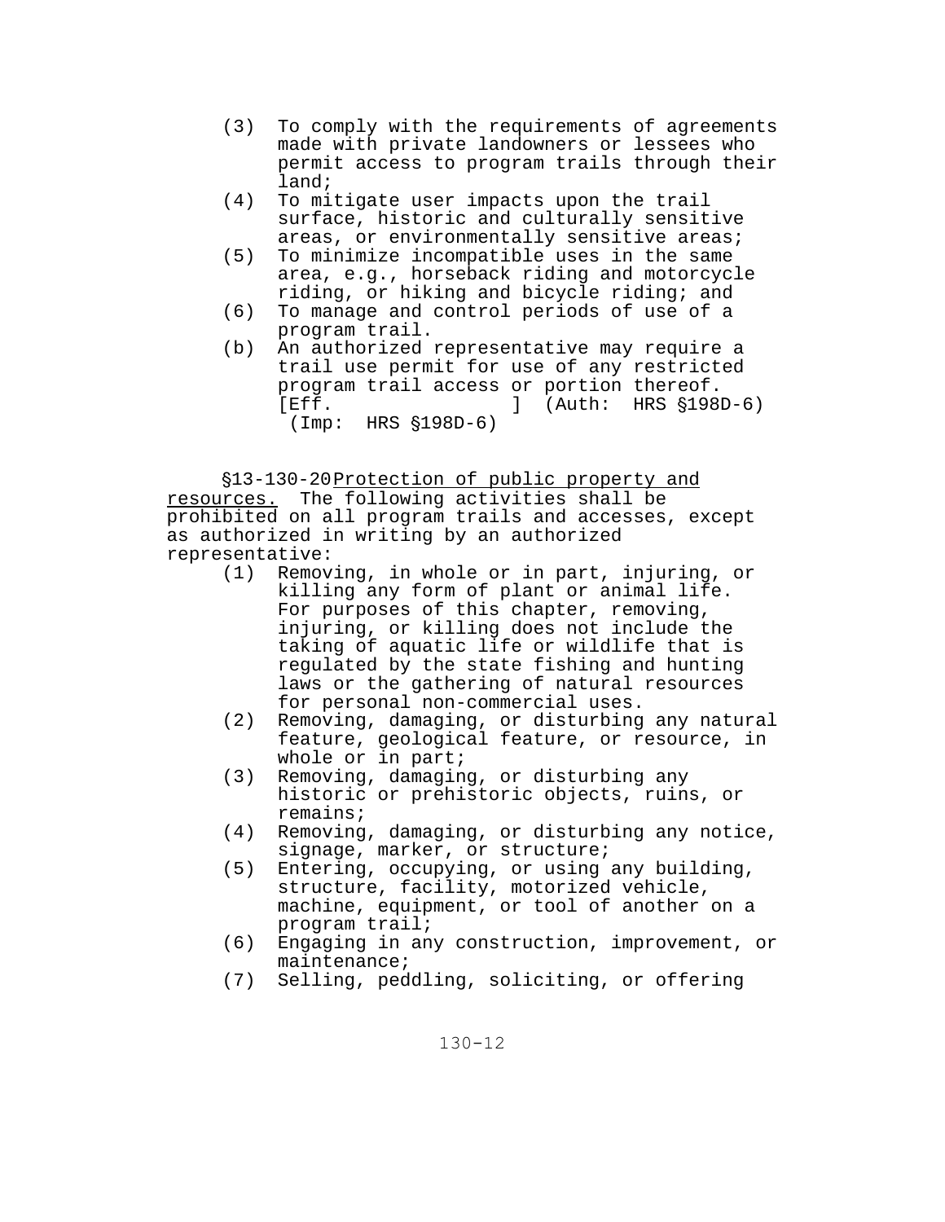(3) To comply with the requirements of agreements made with private landowners or lessees who permit access to program trails through their land;

(4) To mitigate user impacts upon the trail surface, historic and culturally sensitive areas, or environmentally sensitive areas;

(5) To minimize incompatible uses in the same area, e.g., horseback riding and motorcycle riding, or hiking and bicycle riding; and

(6) To manage and control periods of use of a program trail.

(b) An authorized representative may require a trail use permit for use of any restricted program trail access or portion thereof. [Eff. ] (Auth: HRS §198D-6) (Imp: HRS §198D-6)

§13-130-20 Protection of public property and resources. The following activities shall be prohibited on all program trails and accesses, except as authorized in writing by an authorized representative:

(1) Removing, in whole or in part, injuring, or killing any form of plant or animal life. For purposes of this chapter, removing, injuring, or killing does not include the taking of aquatic life or wildlife that is regulated by the state fishing and hunting laws or the gathering of natural resources for personal non-commercial uses.

(2) Removing, damaging, or disturbing any natural feature, geological feature, or resource, in whole or in part;

(3) Removing, damaging, or disturbing any historic or prehistoric objects, ruins, or remains;

(4) Removing, damaging, or disturbing any notice, signage, marker, or structure;

(5) Entering, occupying, or using any building, structure, facility, motorized vehicle, machine, equipment, or tool of another on a program trail;

(6) Engaging in any construction, improvement, or maintenance;

(7) Selling, peddling, soliciting, or offering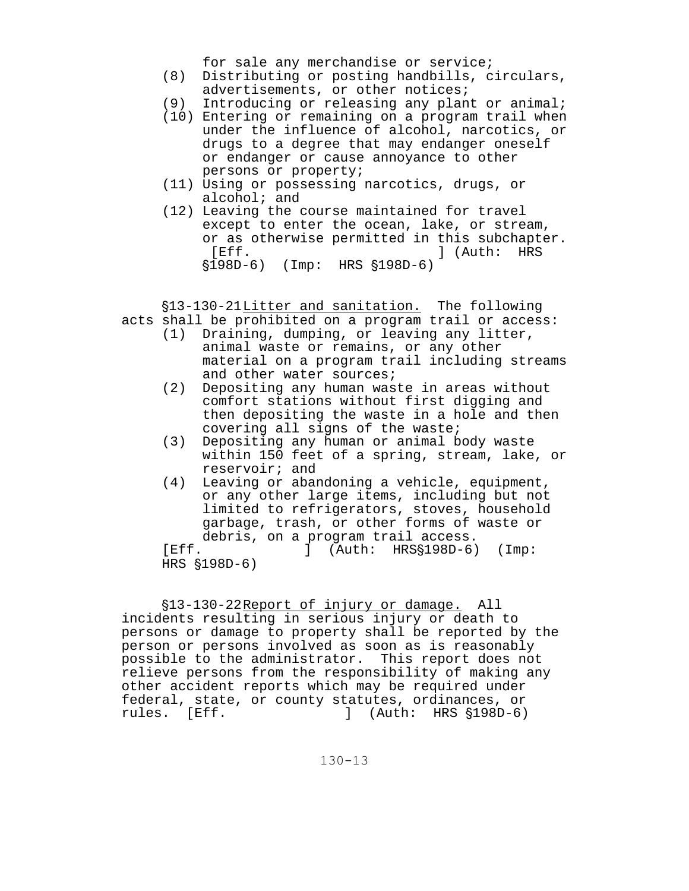for sale any merchandise or service;

(8) Distributing or posting handbills, circulars, advertisements, or other notices;

(9) Introducing or releasing any plant or animal;

(10) Entering or remaining on a program trail when under the influence of alcohol, narcotics, or drugs to a degree that may endanger oneself or endanger or cause annoyance to other persons or property;

(11) Using or possessing narcotics, drugs, or alcohol; and

(12) Leaving the course maintained for travel except to enter the ocean, lake, or stream, or as otherwise permitted in this subchapter. [Eff. ] (Auth: HRS §198D-6) (Imp: HRS §198D-6)

§13-130-21 Litter and sanitation. The following acts shall be prohibited on a program trail or access:

(1) Draining, dumping, or leaving any litter, animal waste or remains, or any other material on a program trail including streams and other water sources;

(2) Depositing any human waste in areas without comfort stations without first digging and then depositing the waste in a hole and then covering all signs of the waste;

(3) Depositing any human or animal body waste within 150 feet of a spring, stream, lake, or reservoir; and

(4) Leaving or abandoning a vehicle, equipment, or any other large items, including but not limited to refrigerators, stoves, household garbage, trash, or other forms of waste or debris, on a program trail access.

[Eff. ] (Auth: HRS§198D-6) (Imp: HRS §198D-6)

§13-130-22 Report of injury or damage. All incidents resulting in serious injury or death to persons or damage to property shall be reported by the person or persons involved as soon as is reasonably possible to the administrator. This report does not relieve persons from the responsibility of making any other accident reports which may be required under federal, state, or county statutes, ordinances, or rules. [Eff. ] (Auth: HRS §198D-6)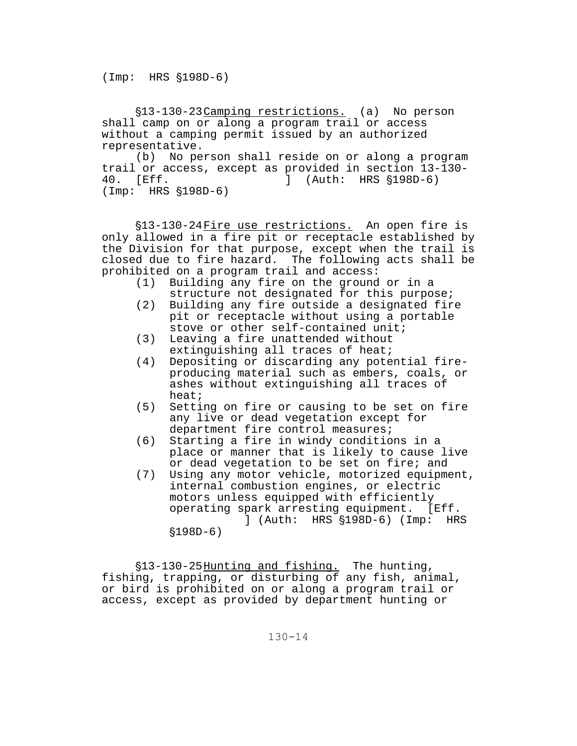(Imp: HRS §198D-6)

§13-130-23 Camping restrictions. (a) No person shall camp on or along a program trail or access without a camping permit issued by an authorized representative.

(b) No person shall reside on or along a program trail or access, except as provided in section 13-130-40. [Eff. ] (Auth: HRS §198D-6) (Imp: HRS §198D-6)

§13-130-24 Fire use restrictions. An open fire is only allowed in a fire pit or receptacle established by the Division for that purpose, except when the trail is closed due to fire hazard. The following acts shall be prohibited on a program trail and access:

(1) Building any fire on the ground or in a structure not designated for this purpose;
(2) Building any fire outside a designated fire pit or receptacle without using a portable stove or other self-contained unit;
(3) Leaving a fire unattended without extinguishing all traces of heat;
(4) Depositing or discarding any potential fire-producing material such as embers, coals, or ashes without extinguishing all traces of heat;
(5) Setting on fire or causing to be set on fire any live or dead vegetation except for department fire control measures;
(6) Starting a fire in windy conditions in a place or manner that is likely to cause live or dead vegetation to be set on fire; and
(7) Using any motor vehicle, motorized equipment, internal combustion engines, or electric motors unless equipped with efficiently operating spark arresting equipment. [Eff. ] (Auth: HRS §198D-6) (Imp: HRS §198D-6)

§13-130-25 Hunting and fishing. The hunting, fishing, trapping, or disturbing of any fish, animal, or bird is prohibited on or along a program trail or access, except as provided by department hunting or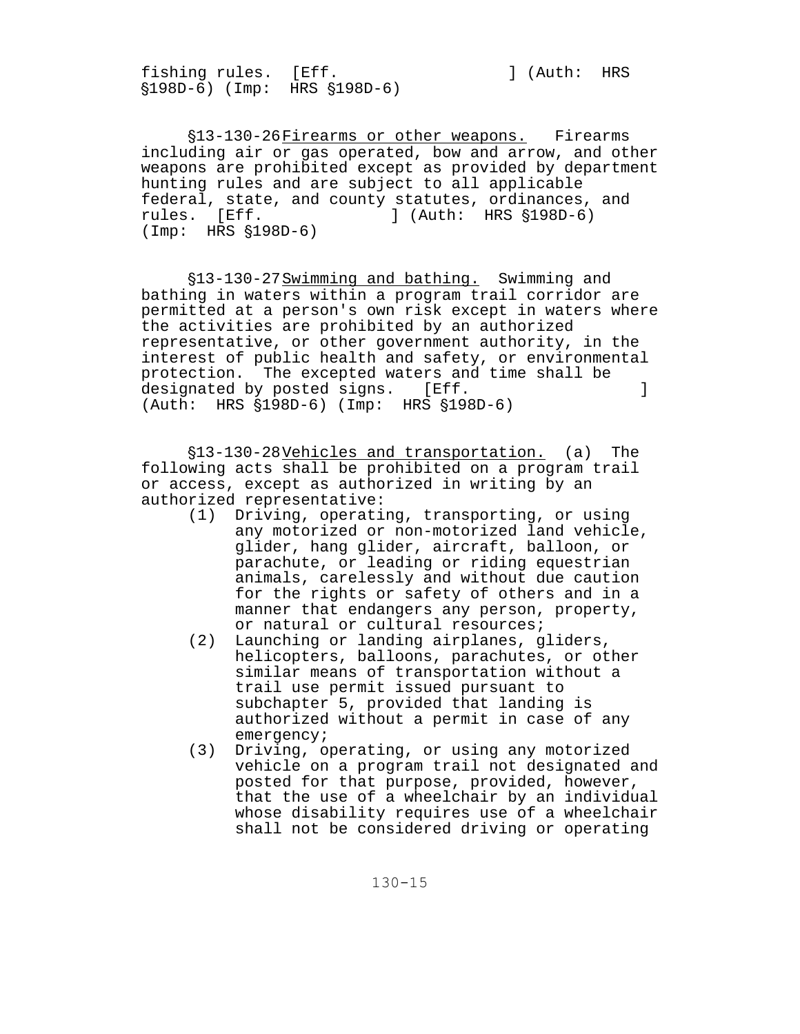fishing rules. [Eff. ] (Auth: HRS §198D-6) (Imp: HRS §198D-6)

§13-130-26 Firearms or other weapons. Firearms including air or gas operated, bow and arrow, and other weapons are prohibited except as provided by department hunting rules and are subject to all applicable federal, state, and county statutes, ordinances, and rules. [Eff. ] (Auth: HRS §198D-6) (Imp: HRS §198D-6)

§13-130-27 Swimming and bathing. Swimming and bathing in waters within a program trail corridor are permitted at a person's own risk except in waters where the activities are prohibited by an authorized representative, or other government authority, in the interest of public health and safety, or environmental protection. The excepted waters and time shall be designated by posted signs. [Eff. ] (Auth: HRS §198D-6) (Imp: HRS §198D-6)

§13-130-28 Vehicles and transportation. (a) The following acts shall be prohibited on a program trail or access, except as authorized in writing by an authorized representative:

(1) Driving, operating, transporting, or using any motorized or non-motorized land vehicle, glider, hang glider, aircraft, balloon, or parachute, or leading or riding equestrian animals, carelessly and without due caution for the rights or safety of others and in a manner that endangers any person, property, or natural or cultural resources;

(2) Launching or landing airplanes, gliders, helicopters, balloons, parachutes, or other similar means of transportation without a trail use permit issued pursuant to subchapter 5, provided that landing is authorized without a permit in case of any emergency;

(3) Driving, operating, or using any motorized vehicle on a program trail not designated and posted for that purpose, provided, however, that the use of a wheelchair by an individual whose disability requires use of a wheelchair shall not be considered driving or operating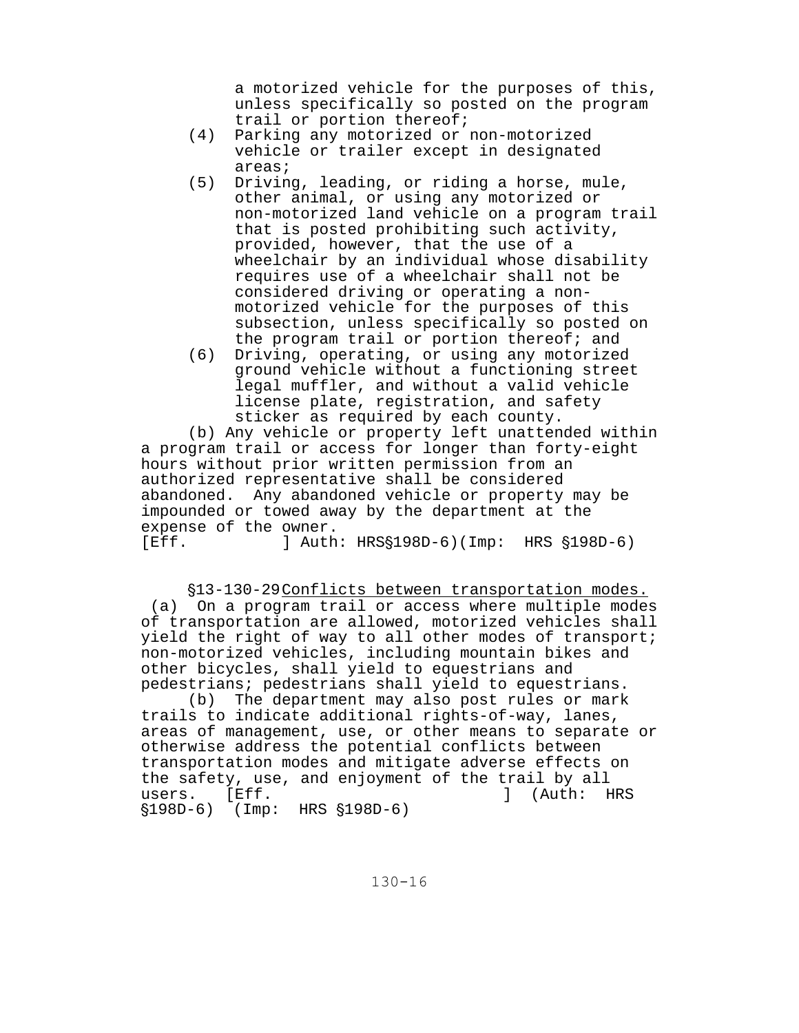a motorized vehicle for the purposes of this, unless specifically so posted on the program trail or portion thereof;

(4) Parking any motorized or non-motorized vehicle or trailer except in designated areas;

(5) Driving, leading, or riding a horse, mule, other animal, or using any motorized or non-motorized land vehicle on a program trail that is posted prohibiting such activity, provided, however, that the use of a wheelchair by an individual whose disability requires use of a wheelchair shall not be considered driving or operating a non-motorized vehicle for the purposes of this subsection, unless specifically so posted on the program trail or portion thereof; and

(6) Driving, operating, or using any motorized ground vehicle without a functioning street legal muffler, and without a valid vehicle license plate, registration, and safety sticker as required by each county.

(b) Any vehicle or property left unattended within a program trail or access for longer than forty-eight hours without prior written permission from an authorized representative shall be considered abandoned. Any abandoned vehicle or property may be impounded or towed away by the department at the expense of the owner.
[Eff. ] Auth: HRS§198D-6)(Imp: HRS §198D-6)

§13-130-29 Conflicts between transportation modes.

(a) On a program trail or access where multiple modes of transportation are allowed, motorized vehicles shall yield the right of way to all other modes of transport; non-motorized vehicles, including mountain bikes and other bicycles, shall yield to equestrians and pedestrians; pedestrians shall yield to equestrians.

(b) The department may also post rules or mark trails to indicate additional rights-of-way, lanes, areas of management, use, or other means to separate or otherwise address the potential conflicts between transportation modes and mitigate adverse effects on the safety, use, and enjoyment of the trail by all users. [Eff. ] (Auth: HRS §198D-6) (Imp: HRS §198D-6)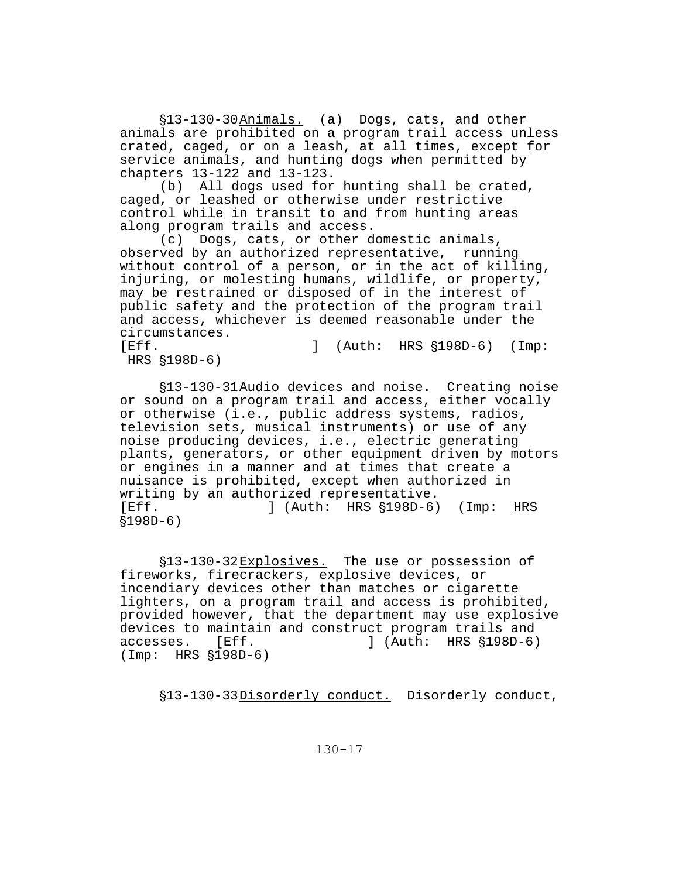§13-130-30 Animals. (a) Dogs, cats, and other animals are prohibited on a program trail access unless crated, caged, or on a leash, at all times, except for service animals, and hunting dogs when permitted by chapters 13-122 and 13-123.

(b) All dogs used for hunting shall be crated, caged, or leashed or otherwise under restrictive control while in transit to and from hunting areas along program trails and access.

(c) Dogs, cats, or other domestic animals, observed by an authorized representative, running without control of a person, or in the act of killing, injuring, or molesting humans, wildlife, or property, may be restrained or disposed of in the interest of public safety and the protection of the program trail and access, whichever is deemed reasonable under the circumstances.
[Eff. ] (Auth: HRS §198D-6) (Imp: HRS §198D-6)

§13-130-31 Audio devices and noise. Creating noise or sound on a program trail and access, either vocally or otherwise (i.e., public address systems, radios, television sets, musical instruments) or use of any noise producing devices, i.e., electric generating plants, generators, or other equipment driven by motors or engines in a manner and at times that create a nuisance is prohibited, except when authorized in writing by an authorized representative.
[Eff. ] (Auth: HRS §198D-6) (Imp: HRS §198D-6)

§13-130-32 Explosives. The use or possession of fireworks, firecrackers, explosive devices, or incendiary devices other than matches or cigarette lighters, on a program trail and access is prohibited, provided however, that the department may use explosive devices to maintain and construct program trails and accesses. [Eff. ] (Auth: HRS §198D-6) (Imp: HRS §198D-6)

§13-130-33 Disorderly conduct. Disorderly conduct,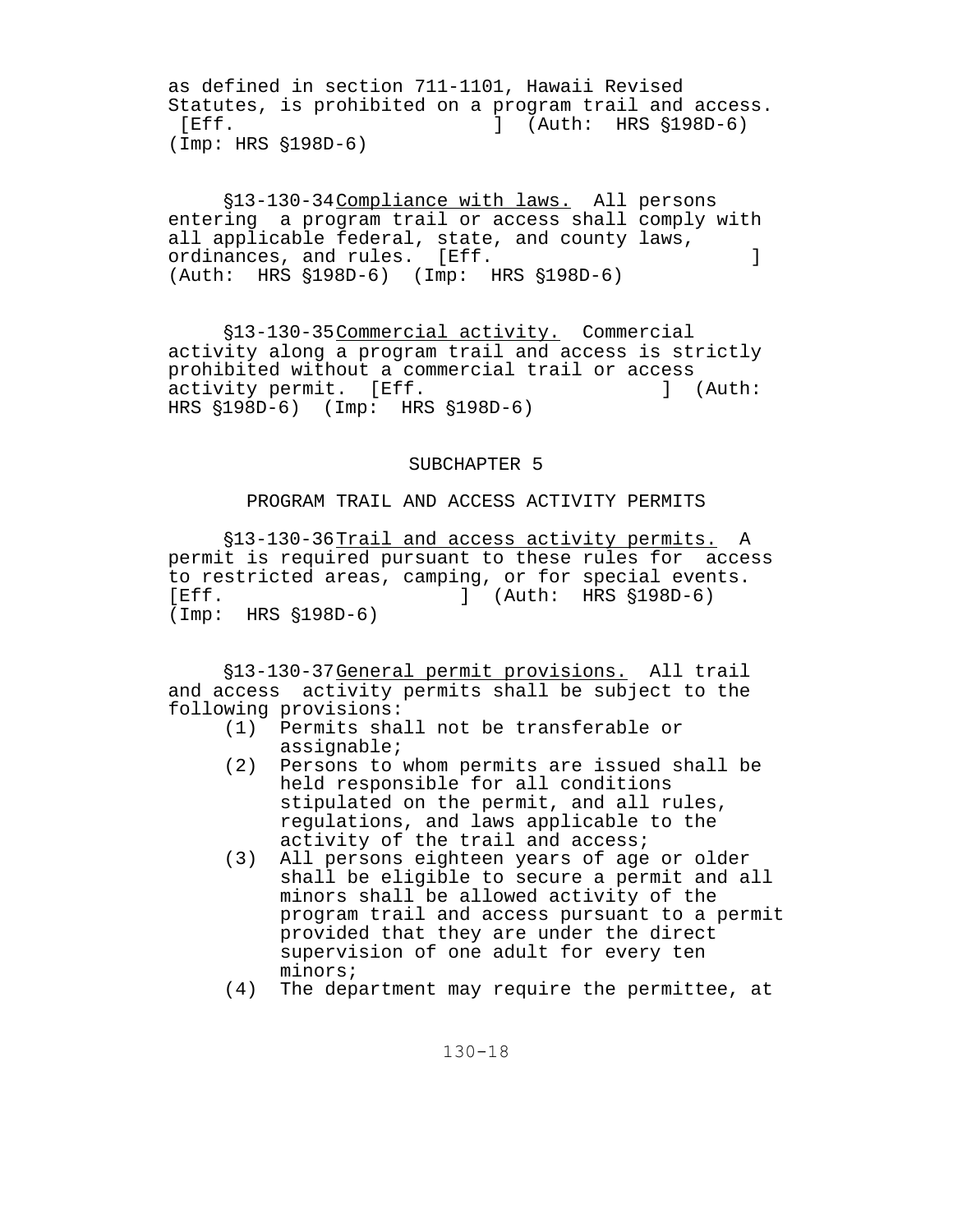as defined in section 711-1101, Hawaii Revised Statutes, is prohibited on a program trail and access. [Eff. ] (Auth: HRS §198D-6) (Imp: HRS §198D-6)

§13-130-34 Compliance with laws. All persons entering a program trail or access shall comply with all applicable federal, state, and county laws, ordinances, and rules. [Eff. ] (Auth: HRS §198D-6) (Imp: HRS §198D-6)

§13-130-35 Commercial activity. Commercial activity along a program trail and access is strictly prohibited without a commercial trail or access activity permit. [Eff. ] (Auth: HRS §198D-6) (Imp: HRS §198D-6)

## SUBCHAPTER 5

## PROGRAM TRAIL AND ACCESS ACTIVITY PERMITS

§13-130-36 Trail and access activity permits. A permit is required pursuant to these rules for access to restricted areas, camping, or for special events. [Eff. ] (Auth: HRS §198D-6) (Imp: HRS §198D-6)

§13-130-37 General permit provisions. All trail and access activity permits shall be subject to the following provisions:

(1) Permits shall not be transferable or assignable;

(2) Persons to whom permits are issued shall be held responsible for all conditions stipulated on the permit, and all rules, regulations, and laws applicable to the activity of the trail and access;

(3) All persons eighteen years of age or older shall be eligible to secure a permit and all minors shall be allowed activity of the program trail and access pursuant to a permit provided that they are under the direct supervision of one adult for every ten minors;

(4) The department may require the permittee, at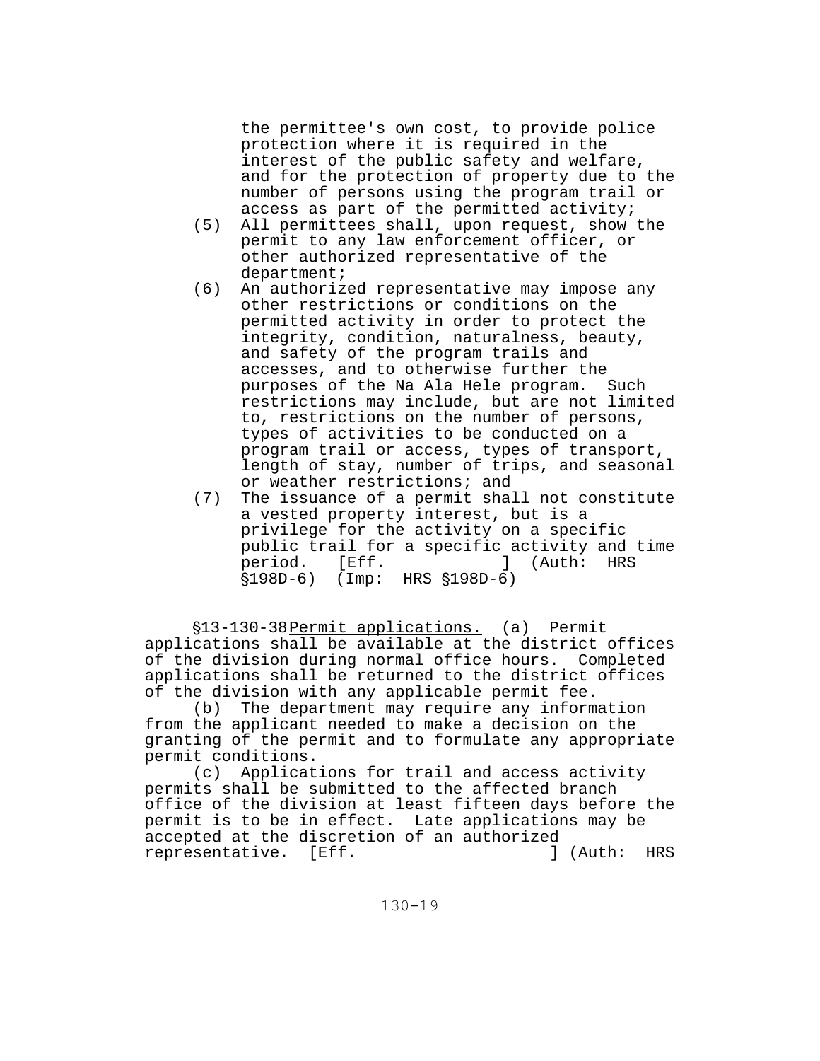the permittee's own cost, to provide police protection where it is required in the interest of the public safety and welfare, and for the protection of property due to the number of persons using the program trail or access as part of the permitted activity;

(5) All permittees shall, upon request, show the permit to any law enforcement officer, or other authorized representative of the department;

(6) An authorized representative may impose any other restrictions or conditions on the permitted activity in order to protect the integrity, condition, naturalness, beauty, and safety of the program trails and accesses, and to otherwise further the purposes of the Na Ala Hele program. Such restrictions may include, but are not limited to, restrictions on the number of persons, types of activities to be conducted on a program trail or access, types of transport, length of stay, number of trips, and seasonal or weather restrictions; and

(7) The issuance of a permit shall not constitute a vested property interest, but is a privilege for the activity on a specific public trail for a specific activity and time period. [Eff. ] (Auth: HRS §198D-6) (Imp: HRS §198D-6)

§13-130-38 Permit applications. (a) Permit applications shall be available at the district offices of the division during normal office hours. Completed applications shall be returned to the district offices of the division with any applicable permit fee.

(b) The department may require any information from the applicant needed to make a decision on the granting of the permit and to formulate any appropriate permit conditions.

(c) Applications for trail and access activity permits shall be submitted to the affected branch office of the division at least fifteen days before the permit is to be in effect. Late applications may be accepted at the discretion of an authorized representative. [Eff. ] (Auth: HRS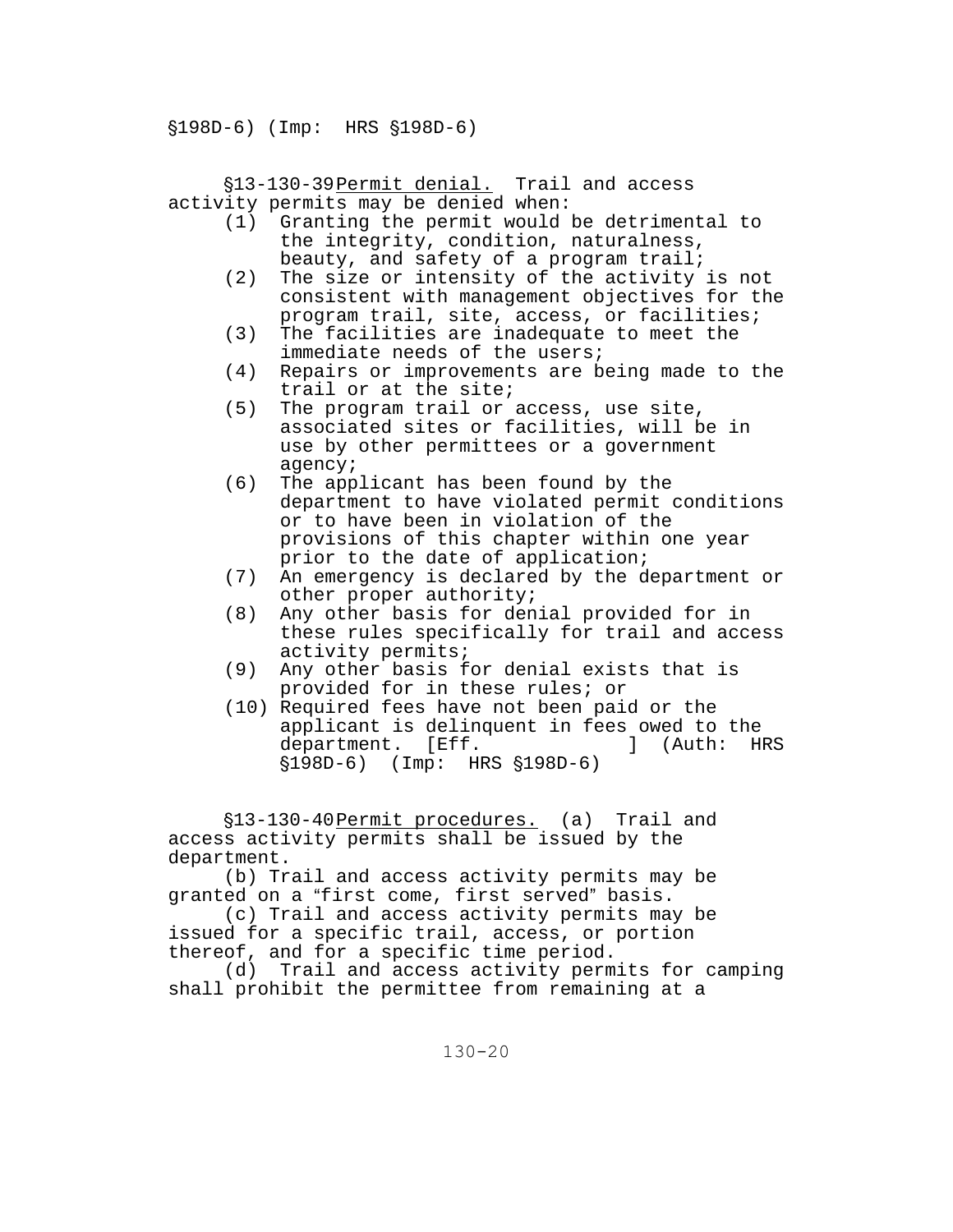§198D-6) (Imp: HRS §198D-6)

§13-130-39 Permit denial. Trail and access activity permits may be denied when:

(1) Granting the permit would be detrimental to the integrity, condition, naturalness, beauty, and safety of a program trail;
(2) The size or intensity of the activity is not consistent with management objectives for the program trail, site, access, or facilities;
(3) The facilities are inadequate to meet the immediate needs of the users;
(4) Repairs or improvements are being made to the trail or at the site;
(5) The program trail or access, use site, associated sites or facilities, will be in use by other permittees or a government agency;
(6) The applicant has been found by the department to have violated permit conditions or to have been in violation of the provisions of this chapter within one year prior to the date of application;
(7) An emergency is declared by the department or other proper authority;
(8) Any other basis for denial provided for in these rules specifically for trail and access activity permits;
(9) Any other basis for denial exists that is provided for in these rules; or
(10) Required fees have not been paid or the applicant is delinquent in fees owed to the department. [Eff. ] (Auth: HRS §198D-6) (Imp: HRS §198D-6)

§13-130-40 Permit procedures. (a) Trail and access activity permits shall be issued by the department.

(b) Trail and access activity permits may be granted on a "first come, first served" basis.

(c) Trail and access activity permits may be issued for a specific trail, access, or portion thereof, and for a specific time period.

(d) Trail and access activity permits for camping shall prohibit the permittee from remaining at a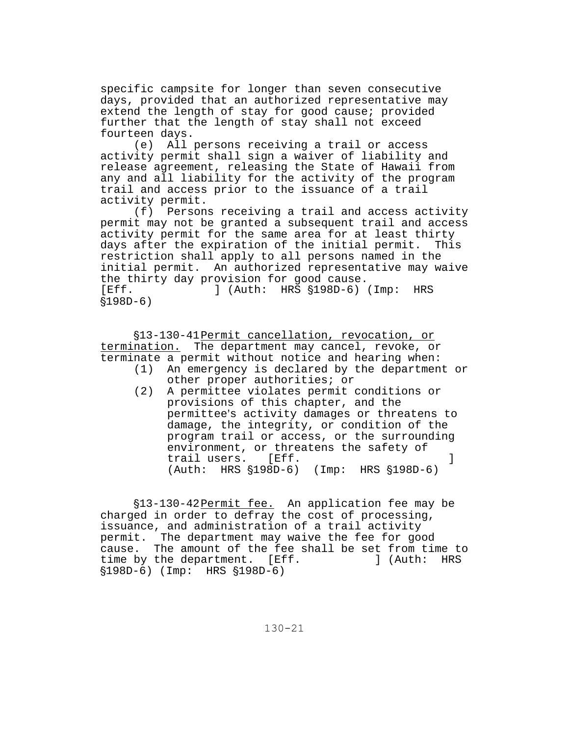specific campsite for longer than seven consecutive days, provided that an authorized representative may extend the length of stay for good cause; provided further that the length of stay shall not exceed fourteen days.

(e) All persons receiving a trail or access activity permit shall sign a waiver of liability and release agreement, releasing the State of Hawaii from any and all liability for the activity of the program trail and access prior to the issuance of a trail activity permit.

(f) Persons receiving a trail and access activity permit may not be granted a subsequent trail and access activity permit for the same area for at least thirty days after the expiration of the initial permit. This restriction shall apply to all persons named in the initial permit. An authorized representative may waive the thirty day provision for good cause.
[Eff. ] (Auth: HRS §198D-6) (Imp: HRS §198D-6)

§13-130-41 Permit cancellation, revocation, or termination. The department may cancel, revoke, or terminate a permit without notice and hearing when:

(1) An emergency is declared by the department or other proper authorities; or
(2) A permittee violates permit conditions or provisions of this chapter, and the permittee's activity damages or threatens to damage, the integrity, or condition of the program trail or access, or the surrounding environment, or threatens the safety of trail users. [Eff. ] (Auth: HRS §198D-6) (Imp: HRS §198D-6)

§13-130-42 Permit fee. An application fee may be charged in order to defray the cost of processing, issuance, and administration of a trail activity permit. The department may waive the fee for good cause. The amount of the fee shall be set from time to time by the department. [Eff. ] (Auth: HRS §198D-6) (Imp: HRS §198D-6)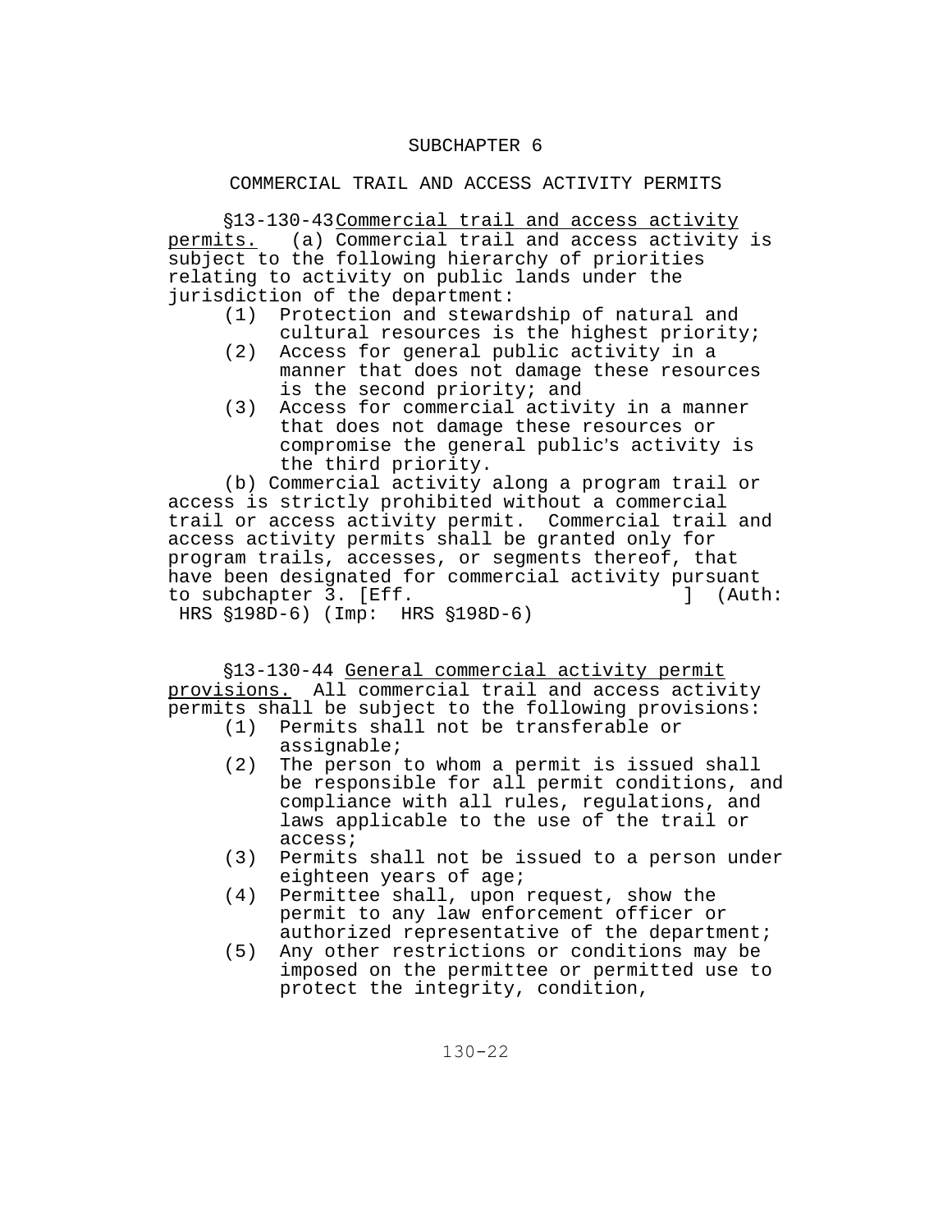## SUBCHAPTER 6

### COMMERCIAL TRAIL AND ACCESS ACTIVITY PERMITS

§13-130-43 Commercial trail and access activity permits. (a) Commercial trail and access activity is subject to the following hierarchy of priorities relating to activity on public lands under the jurisdiction of the department:

(1) Protection and stewardship of natural and cultural resources is the highest priority;

(2) Access for general public activity in a manner that does not damage these resources is the second priority; and

(3) Access for commercial activity in a manner that does not damage these resources or compromise the general public's activity is the third priority.

(b) Commercial activity along a program trail or access is strictly prohibited without a commercial trail or access activity permit. Commercial trail and access activity permits shall be granted only for program trails, accesses, or segments thereof, that have been designated for commercial activity pursuant to subchapter 3. [Eff. ] (Auth: HRS §198D-6) (Imp: HRS §198D-6)

§13-130-44 General commercial activity permit provisions. All commercial trail and access activity permits shall be subject to the following provisions:

(1) Permits shall not be transferable or assignable;

(2) The person to whom a permit is issued shall be responsible for all permit conditions, and compliance with all rules, regulations, and laws applicable to the use of the trail or access;

(3) Permits shall not be issued to a person under eighteen years of age;

(4) Permittee shall, upon request, show the permit to any law enforcement officer or authorized representative of the department;

(5) Any other restrictions or conditions may be imposed on the permittee or permitted use to protect the integrity, condition,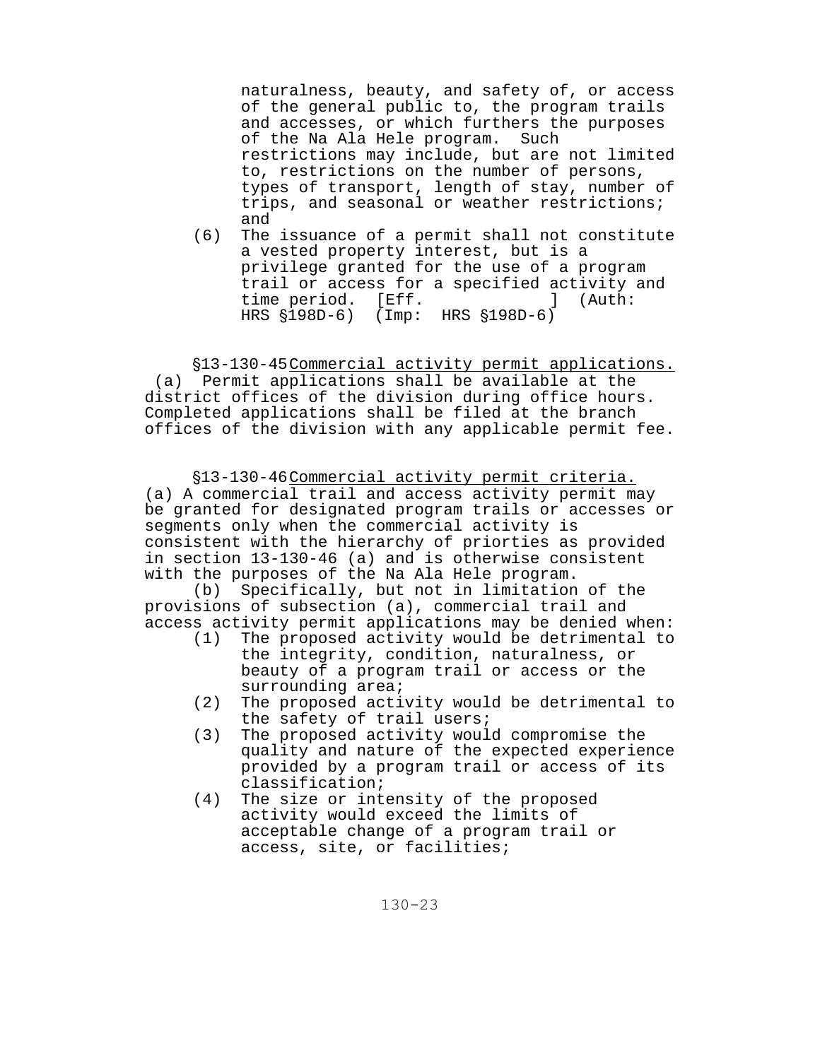naturalness, beauty, and safety of, or access of the general public to, the program trails and accesses, or which furthers the purposes of the Na Ala Hele program. Such restrictions may include, but are not limited to, restrictions on the number of persons, types of transport, length of stay, number of trips, and seasonal or weather restrictions; and

(6) The issuance of a permit shall not constitute a vested property interest, but is a privilege granted for the use of a program trail or access for a specified activity and time period. [Eff. ] (Auth: HRS §198D-6) (Imp: HRS §198D-6)

§13-130-45 Commercial activity permit applications. (a) Permit applications shall be available at the district offices of the division during office hours. Completed applications shall be filed at the branch offices of the division with any applicable permit fee.

§13-130-46 Commercial activity permit criteria. (a) A commercial trail and access activity permit may be granted for designated program trails or accesses or segments only when the commercial activity is consistent with the hierarchy of priorties as provided in section 13-130-46 (a) and is otherwise consistent with the purposes of the Na Ala Hele program.

(b) Specifically, but not in limitation of the provisions of subsection (a), commercial trail and access activity permit applications may be denied when:

(1) The proposed activity would be detrimental to the integrity, condition, naturalness, or beauty of a program trail or access or the surrounding area;
(2) The proposed activity would be detrimental to the safety of trail users;
(3) The proposed activity would compromise the quality and nature of the expected experience provided by a program trail or access of its classification;
(4) The size or intensity of the proposed activity would exceed the limits of acceptable change of a program trail or access, site, or facilities;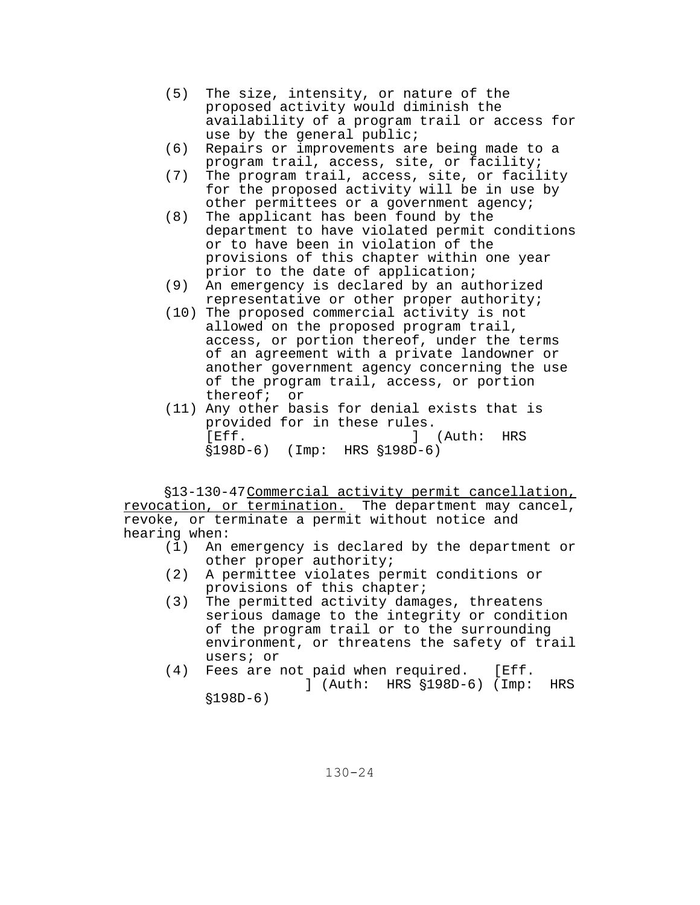(5) The size, intensity, or nature of the proposed activity would diminish the availability of a program trail or access for use by the general public;

(6) Repairs or improvements are being made to a program trail, access, site, or facility;

(7) The program trail, access, site, or facility for the proposed activity will be in use by other permittees or a government agency;

(8) The applicant has been found by the department to have violated permit conditions or to have been in violation of the provisions of this chapter within one year prior to the date of application;

(9) An emergency is declared by an authorized representative or other proper authority;

(10) The proposed commercial activity is not allowed on the proposed program trail, access, or portion thereof, under the terms of an agreement with a private landowner or another government agency concerning the use of the program trail, access, or portion thereof; or

(11) Any other basis for denial exists that is provided for in these rules.

[Eff. ] (Auth: HRS §198D-6) (Imp: HRS §198D-6)

§13-130-47 Commercial activity permit cancellation, revocation, or termination. The department may cancel, revoke, or terminate a permit without notice and hearing when:

(1) An emergency is declared by the department or other proper authority;

(2) A permittee violates permit conditions or provisions of this chapter;

(3) The permitted activity damages, threatens serious damage to the integrity or condition of the program trail or to the surrounding environment, or threatens the safety of trail users; or

(4) Fees are not paid when required. [Eff. ] (Auth: HRS §198D-6) (Imp: HRS §198D-6)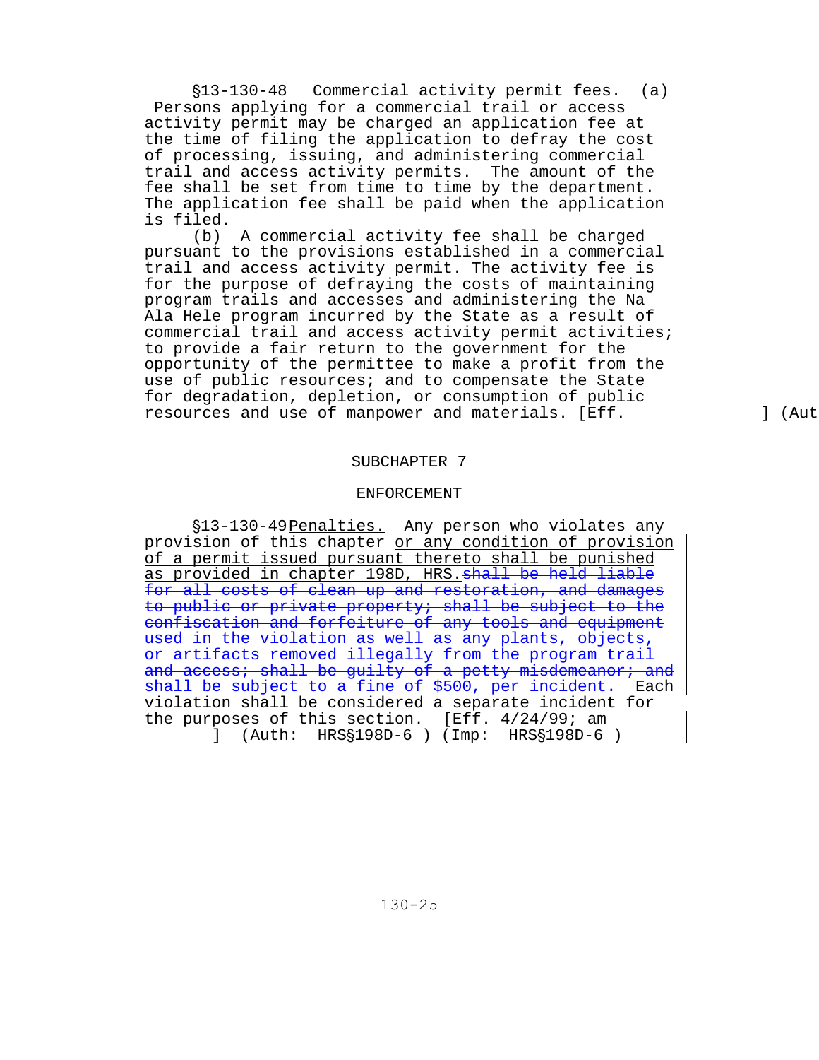§13-130-48 Commercial activity permit fees. (a) Persons applying for a commercial trail or access activity permit may be charged an application fee at the time of filing the application to defray the cost of processing, issuing, and administering commercial trail and access activity permits. The amount of the fee shall be set from time to time by the department. The application fee shall be paid when the application is filed.

(b) A commercial activity fee shall be charged pursuant to the provisions established in a commercial trail and access activity permit. The activity fee is for the purpose of defraying the costs of maintaining program trails and accesses and administering the Na Ala Hele program incurred by the State as a result of commercial trail and access activity permit activities; to provide a fair return to the government for the opportunity of the permittee to make a profit from the use of public resources; and to compensate the State for degradation, depletion, or consumption of public resources and use of manpower and materials. [Eff. ] (Aut

## SUBCHAPTER 7

## ENFORCEMENT

§13-130-49 Penalties. Any person who violates any provision of this chapter or any condition of provision of a permit issued pursuant thereto shall be punished as provided in chapter 198D, HRS.~~shall be held liable for all costs of clean up and restoration, and damages to public or private property; shall be subject to the confiscation and forfeiture of any tools and equipment used in the violation as well as any plants, objects, or artifacts removed illegally from the program trail and access; shall be guilty of a petty misdemeanor; and shall be subject to a fine of $500, per incident.~~ Each violation shall be considered a separate incident for the purposes of this section. [Eff. 4/24/99; am ] (Auth: HRS§198D-6 ) (Imp: HRS§198D-6 )